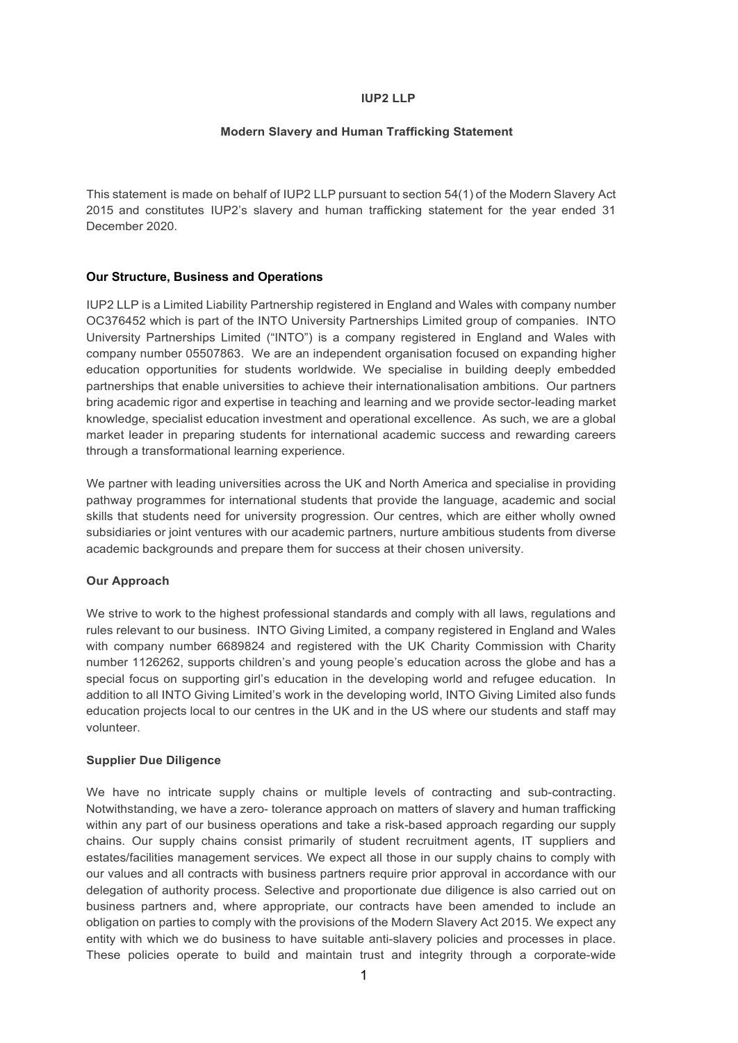**IUP2 LLP**

**Modern Slavery and Human Trafficking Statement**

This statement is made on behalf of IUP2 LLP pursuant to section 54(1) of the Modern Slavery Act 2015 and constitutes IUP2's slavery and human trafficking statement for the year ended 31 December 2020.

**Our Structure, Business and Operations**

IUP2 LLP is a Limited Liability Partnership registered in England and Wales with company number OC376452 which is part of the INTO University Partnerships Limited group of companies. INTO University Partnerships Limited ("INTO") is a company registered in England and Wales with company number 05507863. We are an independent organisation focused on expanding higher education opportunities for students worldwide. We specialise in building deeply embedded partnerships that enable universities to achieve their internationalisation ambitions. Our partners bring academic rigor and expertise in teaching and learning and we provide sector-leading market knowledge, specialist education investment and operational excellence. As such, we are a global market leader in preparing students for international academic success and rewarding careers through a transformational learning experience.

We partner with leading universities across the UK and North America and specialise in providing pathway programmes for international students that provide the language, academic and social skills that students need for university progression. Our centres, which are either wholly owned subsidiaries or joint ventures with our academic partners, nurture ambitious students from diverse academic backgrounds and prepare them for success at their chosen university.

**Our Approach**

We strive to work to the highest professional standards and comply with all laws, regulations and rules relevant to our business. INTO Giving Limited, a company registered in England and Wales with company number 6689824 and registered with the UK Charity Commission with Charity number 1126262, supports children's and young people's education across the globe and has a special focus on supporting girl's education in the developing world and refugee education. In addition to all INTO Giving Limited's work in the developing world, INTO Giving Limited also funds education projects local to our centres in the UK and in the US where our students and staff may volunteer.

**Supplier Due Diligence**

We have no intricate supply chains or multiple levels of contracting and sub-contracting. Notwithstanding, we have a zero- tolerance approach on matters of slavery and human trafficking within any part of our business operations and take a risk-based approach regarding our supply chains. Our supply chains consist primarily of student recruitment agents, IT suppliers and estates/facilities management services. We expect all those in our supply chains to comply with our values and all contracts with business partners require prior approval in accordance with our delegation of authority process. Selective and proportionate due diligence is also carried out on business partners and, where appropriate, our contracts have been amended to include an obligation on parties to comply with the provisions of the Modern Slavery Act 2015. We expect any entity with which we do business to have suitable anti-slavery policies and processes in place. These policies operate to build and maintain trust and integrity through a corporate-wide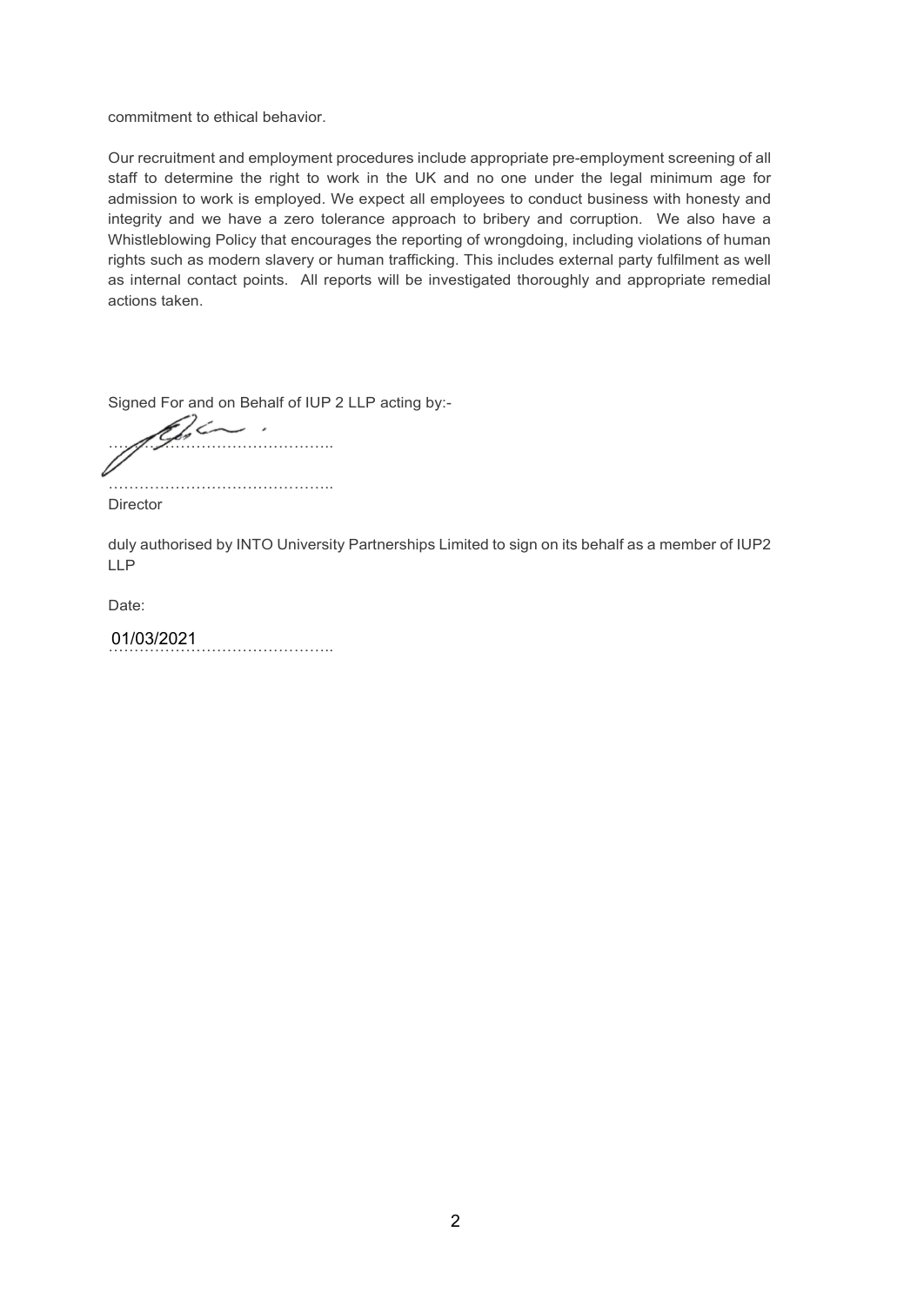commitment to ethical behavior.

Our recruitment and employment procedures include appropriate pre-employment screening of all staff to determine the right to work in the UK and no one under the legal minimum age for admission to work is employed. We expect all employees to conduct business with honesty and integrity and we have a zero tolerance approach to bribery and corruption. We also have a Whistleblowing Policy that encourages the reporting of wrongdoing, including violations of human rights such as modern slavery or human trafficking. This includes external party fulfilment as well as internal contact points. All reports will be investigated thoroughly and appropriate remedial actions taken.

Signed For and on Behalf of IUP 2 LLP acting by:-

……………………………………..

……………………………………..

Director

duly authorised by INTO University Partnerships Limited to sign on its behalf as a member of IUP2 LLP

Date:

01/03/2021
……………………………………..